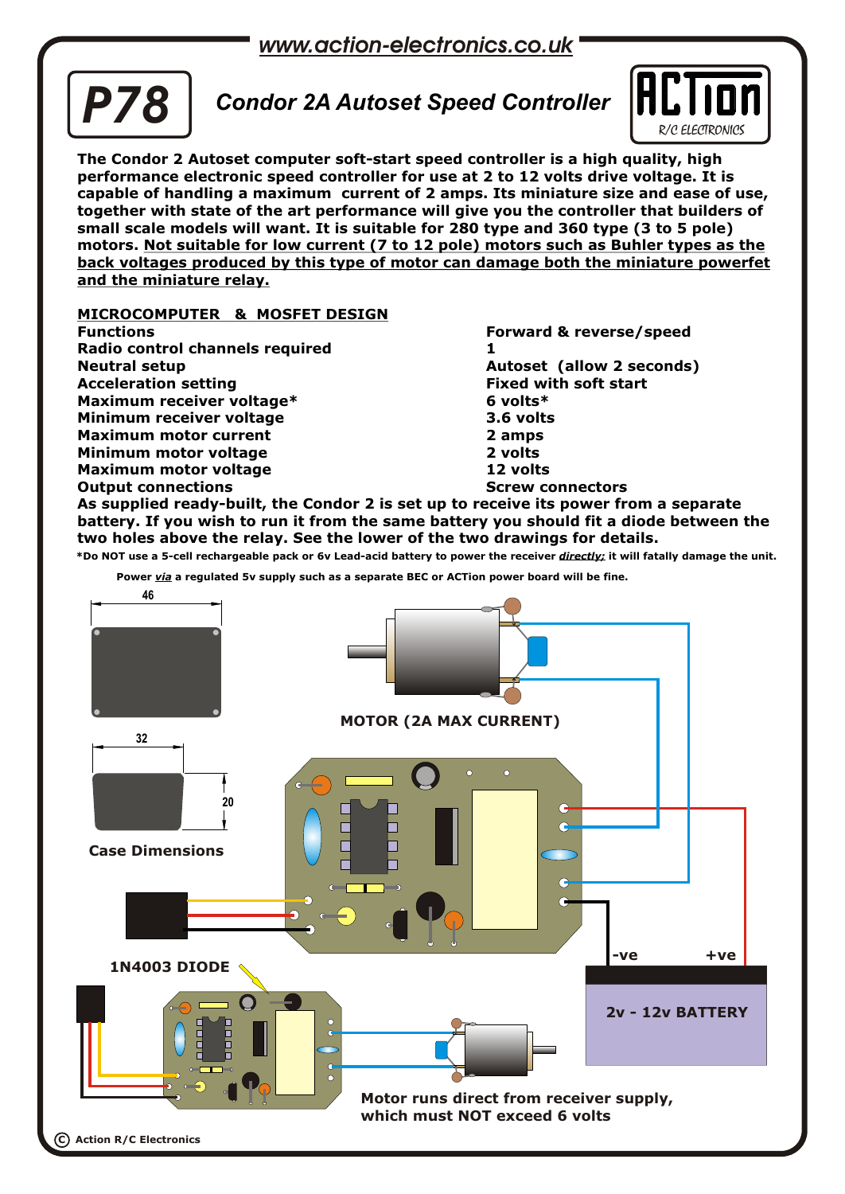www.action-electronics.co.uk

# P78 Condor 2A Autoset Speed Controller

ACTion R/C ELECTRONICS

**The Condor 2 Autoset computer soft-start speed controller is a high quality, high performance electronic speed controller for use at 2 to 12 volts drive voltage. It is capable of handling a maximum current of 2 amps. Its miniature size and ease of use, together with state of the art performance will give you the controller that builders of small scale models will want. It is suitable for 280 type and 360 type (3 to 5 pole) motors. <u>Not suitable for low current (7 to 12 pole) motors such as Buhler types as the back voltages produced by this type of motor can damage both the miniature powerfet and the miniature relay.</u>**

## MICROCOMPUTER & MOSFET DESIGN

| | |
|---|---|
| **Functions** | **Forward & reverse/speed** |
| **Radio control channels required** | **1** |
| **Neutral setup** | **Autoset (allow 2 seconds)** |
| **Acceleration setting** | **Fixed with soft start** |
| **Maximum receiver voltage*** | **6 volts*** |
| **Minimum receiver voltage** | **3.6 volts** |
| **Maximum motor current** | **2 amps** |
| **Minimum motor voltage** | **2 volts** |
| **Maximum motor voltage** | **12 volts** |
| **Output connections** | **Screw connectors** |

**As supplied ready-built, the Condor 2 is set up to receive its power from a separate battery. If you wish to run it from the same battery you should fit a diode between the two holes above the relay. See the lower of the two drawings for details.**

***Do NOT use a 5-cell rechargeable pack or 6v Lead-acid battery to power the receiver *<u>directly</u>*: it will fatally damage the unit.**

**Power *<u>via</u>* a regulated 5v supply such as a separate BEC or ACTion power board will be fine.**

46

32

20

**Case Dimensions**

**MOTOR (2A MAX CURRENT)**

**-ve** **+ve**

**2v - 12v BATTERY**

**1N4003 DIODE**

**Motor runs direct from receiver supply, which must NOT exceed 6 volts**

© Action R/C Electronics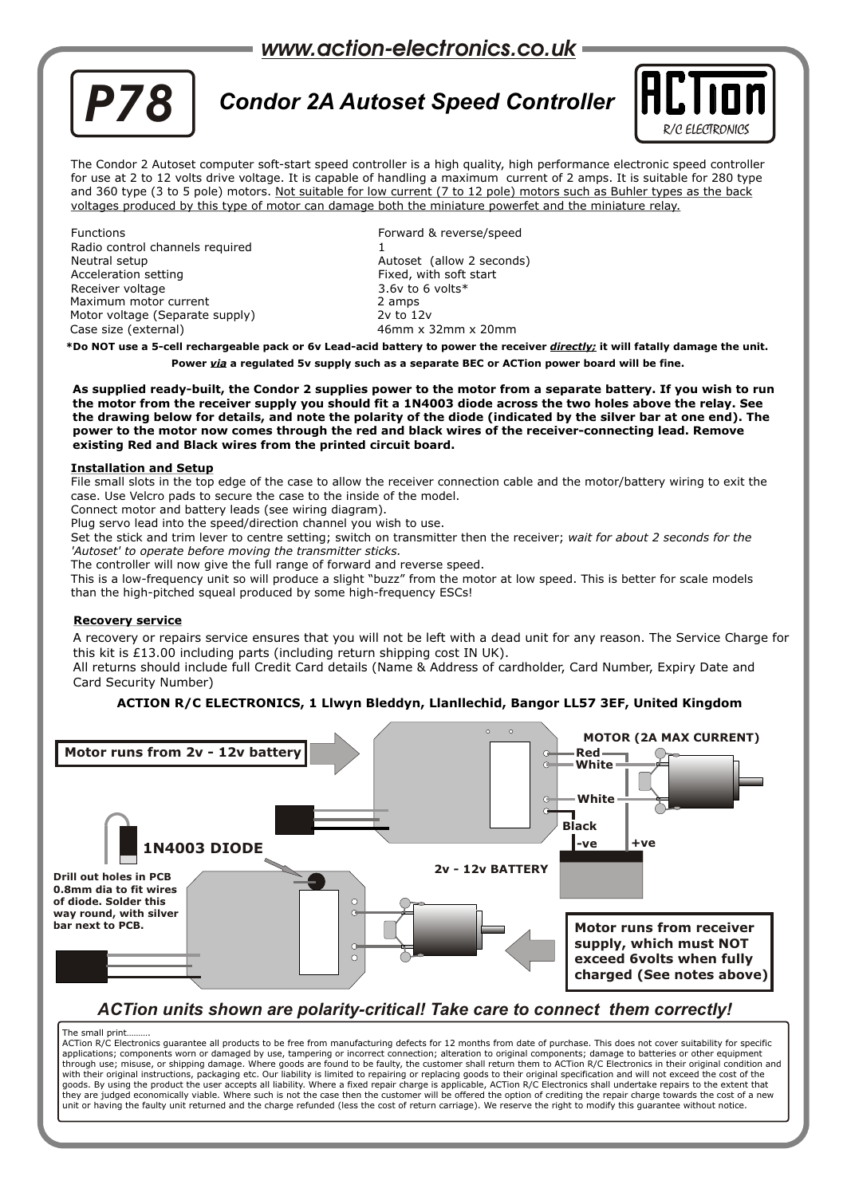www.action-electronics.co.uk

# P78 Condor 2A Autoset Speed Controller

ACTion R/C ELECTRONICS

The Condor 2 Autoset computer soft-start speed controller is a high quality, high performance electronic speed controller for use at 2 to 12 volts drive voltage. It is capable of handling a maximum current of 2 amps. It is suitable for 280 type and 360 type (3 to 5 pole) motors. Not suitable for low current (7 to 12 pole) motors such as Buhler types as the back voltages produced by this type of motor can damage both the miniature powerfet and the miniature relay.

| | |
|---|---|
| Functions | Forward & reverse/speed |
| Radio control channels required | 1 |
| Neutral setup | Autoset (allow 2 seconds) |
| Acceleration setting | Fixed, with soft start |
| Receiver voltage | 3.6v to 6 volts* |
| Maximum motor current | 2 amps |
| Motor voltage (Separate supply) | 2v to 12v |
| Case size (external) | 46mm x 32mm x 20mm |

**\*Do NOT use a 5-cell rechargeable pack or 6v Lead-acid battery to power the receiver _directly;_ it will fatally damage the unit. Power _via_ a regulated 5v supply such as a separate BEC or ACTion power board will be fine.**

**As supplied ready-built, the Condor 2 supplies power to the motor from a separate battery. If you wish to run the motor from the receiver supply you should fit a 1N4003 diode across the two holes above the relay. See the drawing below for details, and note the polarity of the diode (indicated by the silver bar at one end). The power to the motor now comes through the red and black wires of the receiver-connecting lead. Remove existing Red and Black wires from the printed circuit board.**

## Installation and Setup

File small slots in the top edge of the case to allow the receiver connection cable and the motor/battery wiring to exit the case. Use Velcro pads to secure the case to the inside of the model.
Connect motor and battery leads (see wiring diagram).
Plug servo lead into the speed/direction channel you wish to use.
Set the stick and trim lever to centre setting; switch on transmitter then the receiver; *wait for about 2 seconds for the 'Autoset' to operate before moving the transmitter sticks.*
The controller will now give the full range of forward and reverse speed.
This is a low-frequency unit so will produce a slight "buzz" from the motor at low speed. This is better for scale models than the high-pitched squeal produced by some high-frequency ESCs!

## Recovery service

A recovery or repairs service ensures that you will not be left with a dead unit for any reason. The Service Charge for this kit is £13.00 including parts (including return shipping cost IN UK).
All returns should include full Credit Card details (Name & Address of cardholder, Card Number, Expiry Date and Card Security Number)

**ACTION R/C ELECTRONICS, 1 Llwyn Bleddyn, Llanllechid, Bangor LL57 3EF, United Kingdom**

**Motor runs from 2v - 12v battery**

**MOTOR (2A MAX CURRENT)**

Red
White
White
Black
-ve
+ve

**2v - 12v BATTERY**

**1N4003 DIODE**

**Drill out holes in PCB 0.8mm dia to fit wires of diode. Solder this way round, with silver bar next to PCB.**

**Motor runs from receiver supply, which must NOT exceed 6volts when fully charged (See notes above)**

*ACTion units shown are polarity-critical! Take care to connect them correctly!*

The small print………
ACTion R/C Electronics guarantee all products to be free from manufacturing defects for 12 months from date of purchase. This does not cover suitability for specific applications; components worn or damaged by use, tampering or incorrect connection; alteration to original components; damage to batteries or other equipment through use; misuse, or shipping damage. Where goods are found to be faulty, the customer shall return them to ACTion R/C Electronics in their original condition and with their original instructions, packaging etc. Our liability is limited to repairing or replacing goods to their original specification and will not exceed the cost of the goods. By using the product the user accepts all liability. Where a fixed repair charge is applicable, ACTion R/C Electronics shall undertake repairs to the extent that they are judged economically viable. Where such is not the case then the customer will be offered the option of crediting the repair charge towards the cost of a new unit or having the faulty unit returned and the charge refunded (less the cost of return carriage). We reserve the right to modify this guarantee without notice.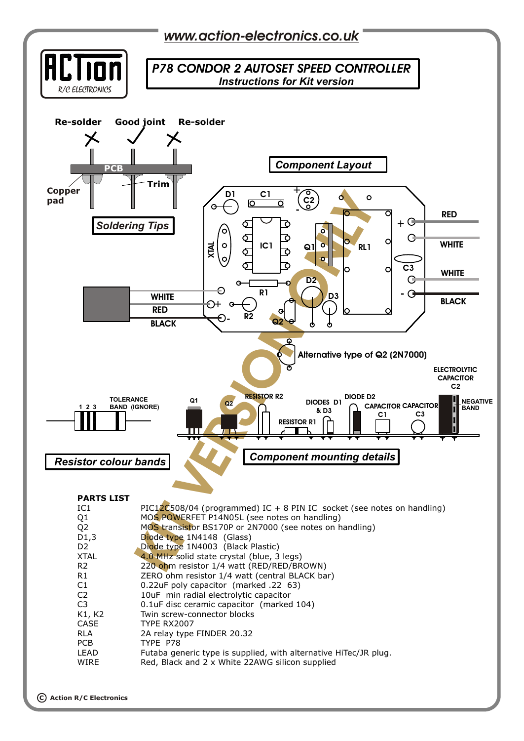www.action-electronics.co.uk

# P78 CONDOR 2 AUTOSET SPEED CONTROLLER
## Instructions for Kit version

Re-solder   Good joint   Re-solder

PCB

Copper pad

Trim

**Soldering Tips**

**Component Layout**

D1  C1  C2  XTAL  IC1  Q1  RL1  RED  WHITE  C3  WHITE  R1  D2  D3  BLACK  WHITE  RED  BLACK  R2  Q2

Alternative type of Q2 (2N7000)

ELECTROLYTIC CAPACITOR C2

NEGATIVE BAND

1 2 3  TOLERANCE BAND (IGNORE)

Q1  Q2  RESISTOR R2  DIODES D1 & D3  DIODE D2  CAPACITOR C1  CAPACITOR C3  RESISTOR R1

**Resistor colour bands**

**Component mounting details**

KIT VERSION ONLY

**PARTS LIST**

| | |
|---|---|
| IC1 | PIC12C508/04 (programmed) IC + 8 PIN IC socket (see notes on handling) |
| Q1 | MOS POWERFET P14N05L (see notes on handling) |
| Q2 | MOS transistor BS170P or 2N7000 (see notes on handling) |
| D1,3 | Diode type 1N4148 (Glass) |
| D2 | Diode type 1N4003 (Black Plastic) |
| XTAL | 4.0 MHz solid state crystal (blue, 3 legs) |
| R2 | 220 ohm resistor 1/4 watt (RED/RED/BROWN) |
| R1 | ZERO ohm resistor 1/4 watt (central BLACK bar) |
| C1 | 0.22uF poly capacitor (marked .22 63) |
| C2 | 10uF min radial electrolytic capacitor |
| C3 | 0.1uF disc ceramic capacitor (marked 104) |
| K1, K2 | Twin screw-connector blocks |
| CASE | TYPE RX2007 |
| RLA | 2A relay type FINDER 20.32 |
| PCB | TYPE P78 |
| LEAD | Futaba generic type is supplied, with alternative HiTec/JR plug. |
| WIRE | Red, Black and 2 x White 22AWG silicon supplied |

© Action R/C Electronics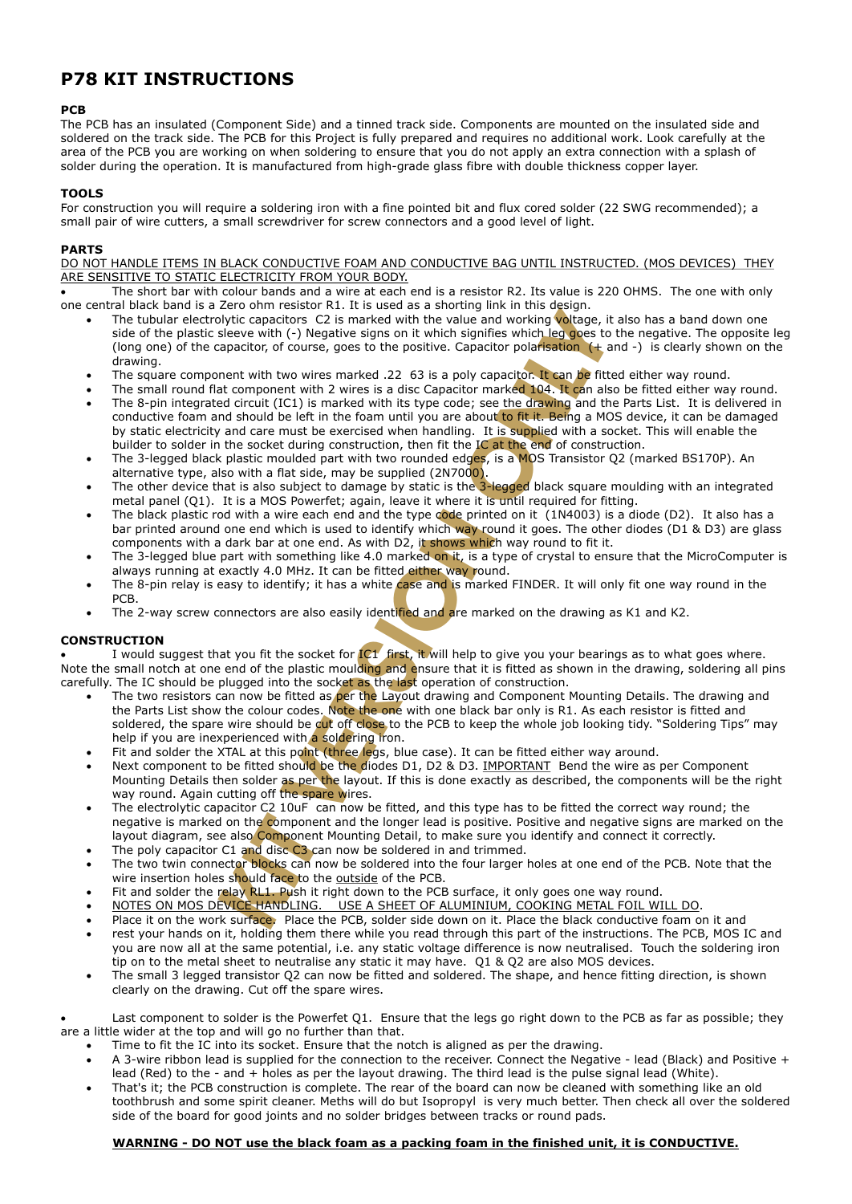# P78 KIT INSTRUCTIONS

**PCB**

The PCB has an insulated (Component Side) and a tinned track side. Components are mounted on the insulated side and soldered on the track side. The PCB for this Project is fully prepared and requires no additional work. Look carefully at the area of the PCB you are working on when soldering to ensure that you do not apply an extra connection with a splash of solder during the operation. It is manufactured from high-grade glass fibre with double thickness copper layer.

**TOOLS**

For construction you will require a soldering iron with a fine pointed bit and flux cored solder (22 SWG recommended); a small pair of wire cutters, a small screwdriver for screw connectors and a good level of light.

**PARTS**

<u>DO NOT HANDLE ITEMS IN BLACK CONDUCTIVE FOAM AND CONDUCTIVE BAG UNTIL INSTRUCTED. (MOS DEVICES) THEY ARE SENSITIVE TO STATIC ELECTRICITY FROM YOUR BODY.</u>

- The short bar with colour bands and a wire at each end is a resistor R2. Its value is 220 OHMS. The one with only one central black band is a Zero ohm resistor R1. It is used as a shorting link in this design.
- The tubular electrolytic capacitors C2 is marked with the value and working voltage, it also has a band down one side of the plastic sleeve with (-) Negative signs on it which signifies which leg goes to the negative. The opposite leg (long one) of the capacitor, of course, goes to the positive. Capacitor polarisation (+ and -) is clearly shown on the drawing.
- The square component with two wires marked .22 63 is a poly capacitor. It can be fitted either way round.
- The small round flat component with 2 wires is a disc Capacitor marked 104. It can also be fitted either way round.
- The 8-pin integrated circuit (IC1) is marked with its type code; see the drawing and the Parts List. It is delivered in conductive foam and should be left in the foam until you are about to fit it. Being a MOS device, it can be damaged by static electricity and care must be exercised when handling. It is supplied with a socket. This will enable the builder to solder in the socket during construction, then fit the IC at the end of construction.
- The 3-legged black plastic moulded part with two rounded edges, is a MOS Transistor Q2 (marked BS170P). An alternative type, also with a flat side, may be supplied (2N7000).
- The other device that is also subject to damage by static is the 3-legged black square moulding with an integrated metal panel (Q1). It is a MOS Powerfet; again, leave it where it is until required for fitting.
- The black plastic rod with a wire each end and the type code printed on it (1N4003) is a diode (D2). It also has a bar printed around one end which is used to identify which way round it goes. The other diodes (D1 & D3) are glass components with a dark bar at one end. As with D2, it shows which way round to fit it.
- The 3-legged blue part with something like 4.0 marked on it, is a type of crystal to ensure that the MicroComputer is always running at exactly 4.0 MHz. It can be fitted either way round.
- The 8-pin relay is easy to identify; it has a white case and is marked FINDER. It will only fit one way round in the PCB.
- The 2-way screw connectors are also easily identified and are marked on the drawing as K1 and K2.

**CONSTRUCTION**

- I would suggest that you fit the socket for IC1 first, it will help to give you your bearings as to what goes where. Note the small notch at one end of the plastic moulding and ensure that it is fitted as shown in the drawing, soldering all pins carefully. The IC should be plugged into the socket as the last operation of construction.
- The two resistors can now be fitted as per the Layout drawing and Component Mounting Details. The drawing and the Parts List show the colour codes. Note the one with one black bar only is R1. As each resistor is fitted and soldered, the spare wire should be cut off close to the PCB to keep the whole job looking tidy. "Soldering Tips" may help if you are inexperienced with a soldering iron.
- Fit and solder the XTAL at this point (three legs, blue case). It can be fitted either way around.
- Next component to be fitted should be the diodes D1, D2 & D3. <u>IMPORTANT</u> Bend the wire as per Component Mounting Details then solder as per the layout. If this is done exactly as described, the components will be the right way round. Again cutting off the spare wires.
- The electrolytic capacitor C2 10uF can now be fitted, and this type has to be fitted the correct way round; the negative is marked on the component and the longer lead is positive. Positive and negative signs are marked on the layout diagram, see also Component Mounting Detail, to make sure you identify and connect it correctly.
- The poly capacitor C1 and disc C3 can now be soldered in and trimmed.
- The two twin connector blocks can now be soldered into the four larger holes at one end of the PCB. Note that the wire insertion holes should face to the <u>outside</u> of the PCB.
- Fit and solder the relay RL1. Push it right down to the PCB surface, it only goes one way round.
- <u>NOTES ON MOS DEVICE HANDLING. USE A SHEET OF ALUMINIUM, COOKING METAL FOIL WILL DO</u>.
- Place it on the work surface. Place the PCB, solder side down on it. Place the black conductive foam on it and
- rest your hands on it, holding them there while you read through this part of the instructions. The PCB, MOS IC and you are now all at the same potential, i.e. any static voltage difference is now neutralised. Touch the soldering iron tip on to the metal sheet to neutralise any static it may have. Q1 & Q2 are also MOS devices.
- The small 3 legged transistor Q2 can now be fitted and soldered. The shape, and hence fitting direction, is shown clearly on the drawing. Cut off the spare wires.

- Last component to solder is the Powerfet Q1. Ensure that the legs go right down to the PCB as far as possible; they are a little wider at the top and will go no further than that.
- Time to fit the IC into its socket. Ensure that the notch is aligned as per the drawing.
- A 3-wire ribbon lead is supplied for the connection to the receiver. Connect the Negative - lead (Black) and Positive + lead (Red) to the - and + holes as per the layout drawing. The third lead is the pulse signal lead (White).
- That's it; the PCB construction is complete. The rear of the board can now be cleaned with something like an old toothbrush and some spirit cleaner. Meths will do but Isopropyl is very much better. Then check all over the soldered side of the board for good joints and no solder bridges between tracks or round pads.

**<u>WARNING - DO NOT use the black foam as a packing foam in the finished unit, it is CONDUCTIVE.</u>**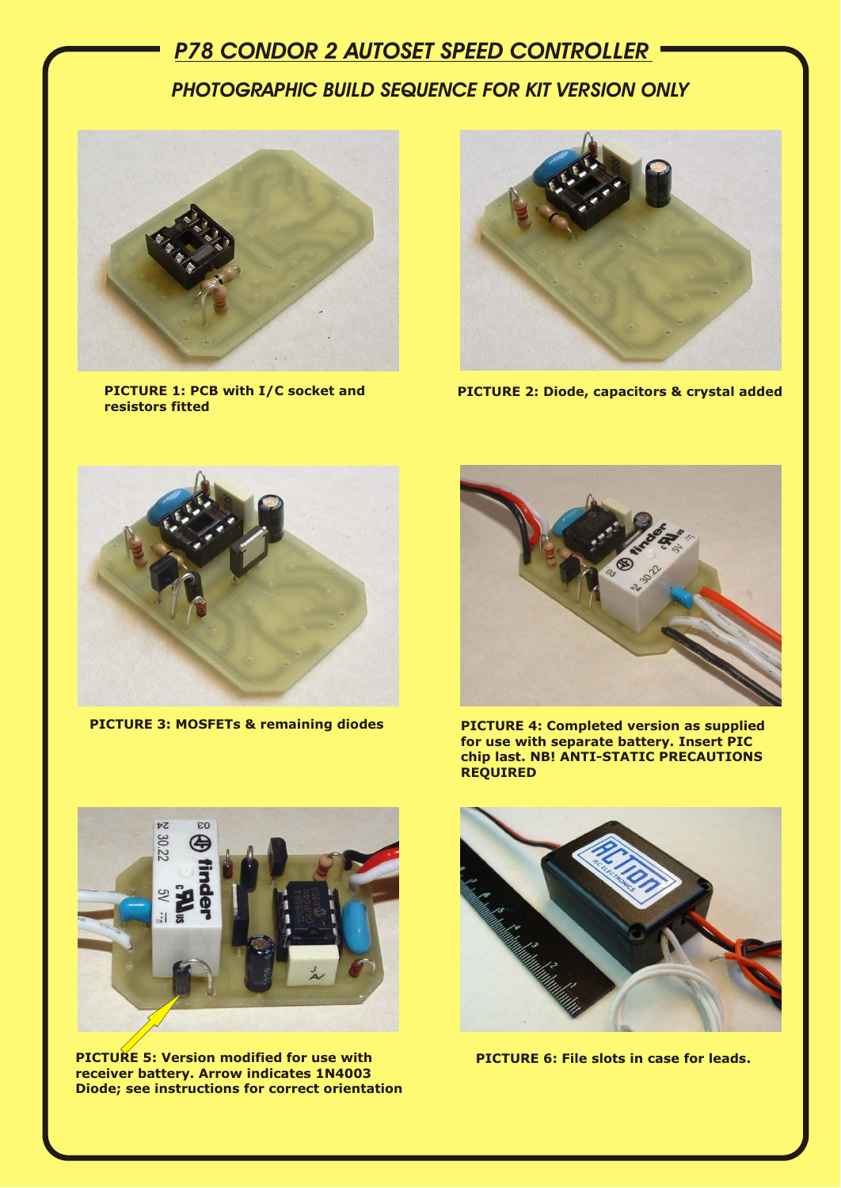# P78 CONDOR 2 AUTOSET SPEED CONTROLLER

## PHOTOGRAPHIC BUILD SEQUENCE FOR KIT VERSION ONLY

**PICTURE 1: PCB with I/C socket and resistors fitted**

**PICTURE 2: Diode, capacitors & crystal added**

**PICTURE 3: MOSFETs & remaining diodes**

**PICTURE 4: Completed version as supplied for use with separate battery. Insert PIC chip last. NB! ANTI-STATIC PRECAUTIONS REQUIRED**

**PICTURE 5: Version modified for use with receiver battery. Arrow indicates 1N4003 Diode; see instructions for correct orientation**

**PICTURE 6: File slots in case for leads.**